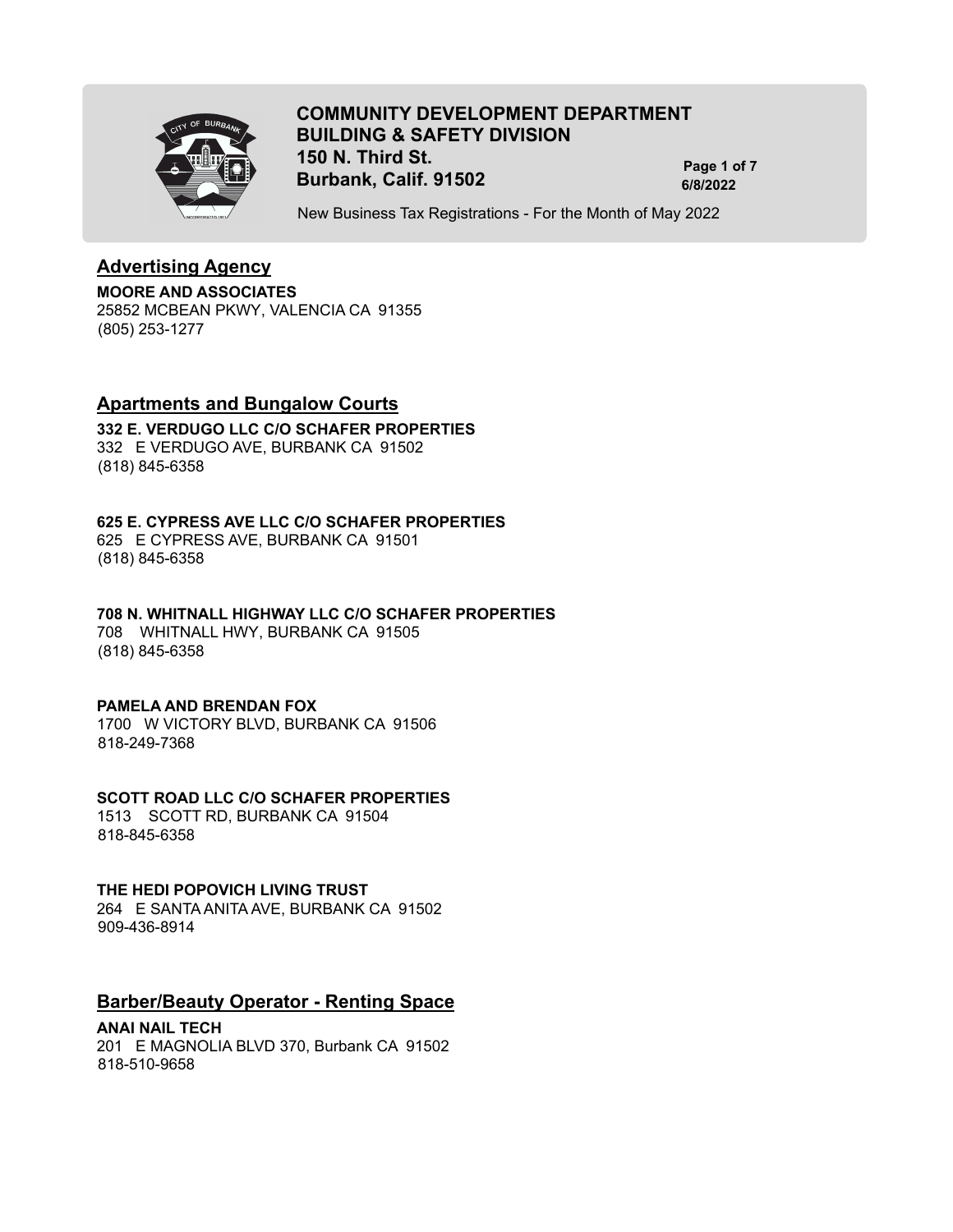# COMMUNITY DEVELOPMENT DEPARTMENT
## BUILDING & SAFETY DIVISION
**150 N. Third St.**
**Burbank, Calif. 91502**

**6/8/2022**

New Business Tax Registrations - For the Month of May 2022

## Advertising Agency

**MOORE AND ASSOCIATES**
25852 MCBEAN PKWY, VALENCIA CA 91355
(805) 253-1277

## Apartments and Bungalow Courts

**332 E. VERDUGO LLC C/O SCHAFER PROPERTIES**
332 E VERDUGO AVE, BURBANK CA 91502
(818) 845-6358

**625 E. CYPRESS AVE LLC C/O SCHAFER PROPERTIES**
625 E CYPRESS AVE, BURBANK CA 91501
(818) 845-6358

**708 N. WHITNALL HIGHWAY LLC C/O SCHAFER PROPERTIES**
708 WHITNALL HWY, BURBANK CA 91505
(818) 845-6358

**PAMELA AND BRENDAN FOX**
1700 W VICTORY BLVD, BURBANK CA 91506
818-249-7368

**SCOTT ROAD LLC C/O SCHAFER PROPERTIES**
1513 SCOTT RD, BURBANK CA 91504
818-845-6358

**THE HEDI POPOVICH LIVING TRUST**
264 E SANTA ANITA AVE, BURBANK CA 91502
909-436-8914

## Barber/Beauty Operator - Renting Space

**ANAI NAIL TECH**
201 E MAGNOLIA BLVD 370, Burbank CA 91502
818-510-9658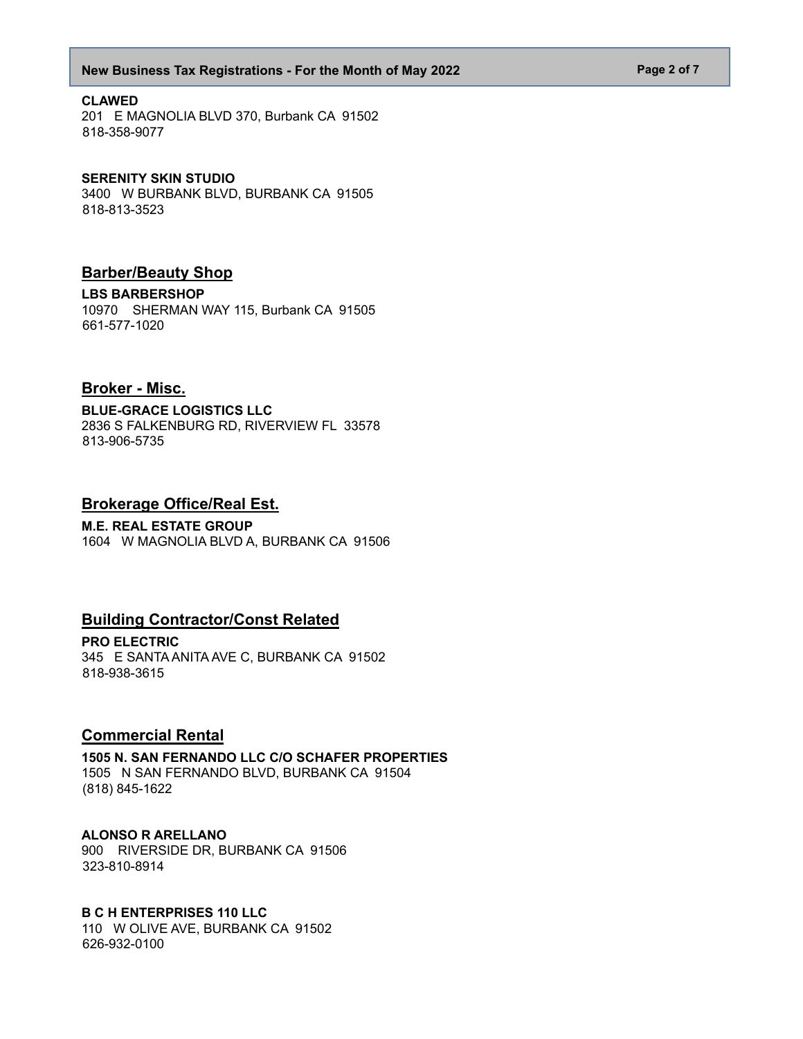**CLAWED**
201 E MAGNOLIA BLVD 370, Burbank CA 91502
818-358-9077

**SERENITY SKIN STUDIO**
3400 W BURBANK BLVD, BURBANK CA 91505
818-813-3523

## Barber/Beauty Shop

**LBS BARBERSHOP**
10970 SHERMAN WAY 115, Burbank CA 91505
661-577-1020

## Broker - Misc.

**BLUE-GRACE LOGISTICS LLC**
2836 S FALKENBURG RD, RIVERVIEW FL 33578
813-906-5735

## Brokerage Office/Real Est.

**M.E. REAL ESTATE GROUP**
1604 W MAGNOLIA BLVD A, BURBANK CA 91506

## Building Contractor/Const Related

**PRO ELECTRIC**
345 E SANTA ANITA AVE C, BURBANK CA 91502
818-938-3615

## Commercial Rental

**1505 N. SAN FERNANDO LLC C/O SCHAFER PROPERTIES**
1505 N SAN FERNANDO BLVD, BURBANK CA 91504
(818) 845-1622

**ALONSO R ARELLANO**
900 RIVERSIDE DR, BURBANK CA 91506
323-810-8914

**B C H ENTERPRISES 110 LLC**
110 W OLIVE AVE, BURBANK CA 91502
626-932-0100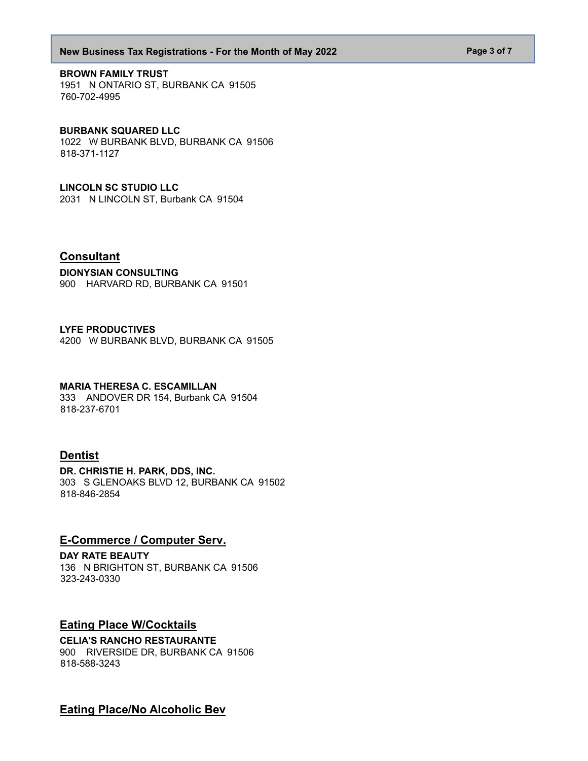**BROWN FAMILY TRUST**
1951 N ONTARIO ST, BURBANK CA 91505
760-702-4995

**BURBANK SQUARED LLC**
1022 W BURBANK BLVD, BURBANK CA 91506
818-371-1127

**LINCOLN SC STUDIO LLC**
2031 N LINCOLN ST, Burbank CA 91504

## Consultant

**DIONYSIAN CONSULTING**
900 HARVARD RD, BURBANK CA 91501

**LYFE PRODUCTIVES**
4200 W BURBANK BLVD, BURBANK CA 91505

**MARIA THERESA C. ESCAMILLAN**
333 ANDOVER DR 154, Burbank CA 91504
818-237-6701

## Dentist

**DR. CHRISTIE H. PARK, DDS, INC.**
303 S GLENOAKS BLVD 12, BURBANK CA 91502
818-846-2854

## E-Commerce / Computer Serv.

**DAY RATE BEAUTY**
136 N BRIGHTON ST, BURBANK CA 91506
323-243-0330

## Eating Place W/Cocktails

**CELIA'S RANCHO RESTAURANTE**
900 RIVERSIDE DR, BURBANK CA 91506
818-588-3243

## Eating Place/No Alcoholic Bev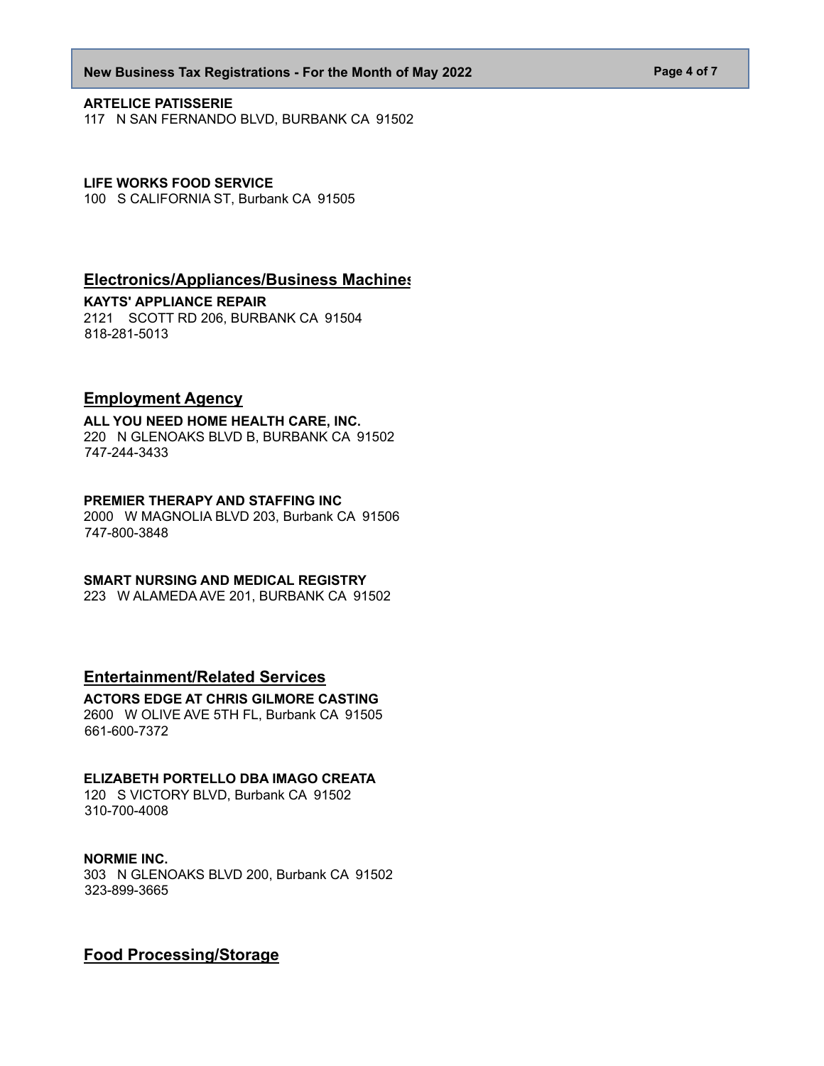**ARTELICE PATISSERIE**
117 N SAN FERNANDO BLVD, BURBANK CA 91502

**LIFE WORKS FOOD SERVICE**
100 S CALIFORNIA ST, Burbank CA 91505

## Electronics/Appliances/Business Machines

**KAYTS' APPLIANCE REPAIR**
2121 SCOTT RD 206, BURBANK CA 91504
818-281-5013

## Employment Agency

**ALL YOU NEED HOME HEALTH CARE, INC.**
220 N GLENOAKS BLVD B, BURBANK CA 91502
747-244-3433

**PREMIER THERAPY AND STAFFING INC**
2000 W MAGNOLIA BLVD 203, Burbank CA 91506
747-800-3848

**SMART NURSING AND MEDICAL REGISTRY**
223 W ALAMEDA AVE 201, BURBANK CA 91502

## Entertainment/Related Services

**ACTORS EDGE AT CHRIS GILMORE CASTING**
2600 W OLIVE AVE 5TH FL, Burbank CA 91505
661-600-7372

**ELIZABETH PORTELLO DBA IMAGO CREATA**
120 S VICTORY BLVD, Burbank CA 91502
310-700-4008

**NORMIE INC.**
303 N GLENOAKS BLVD 200, Burbank CA 91502
323-899-3665

## Food Processing/Storage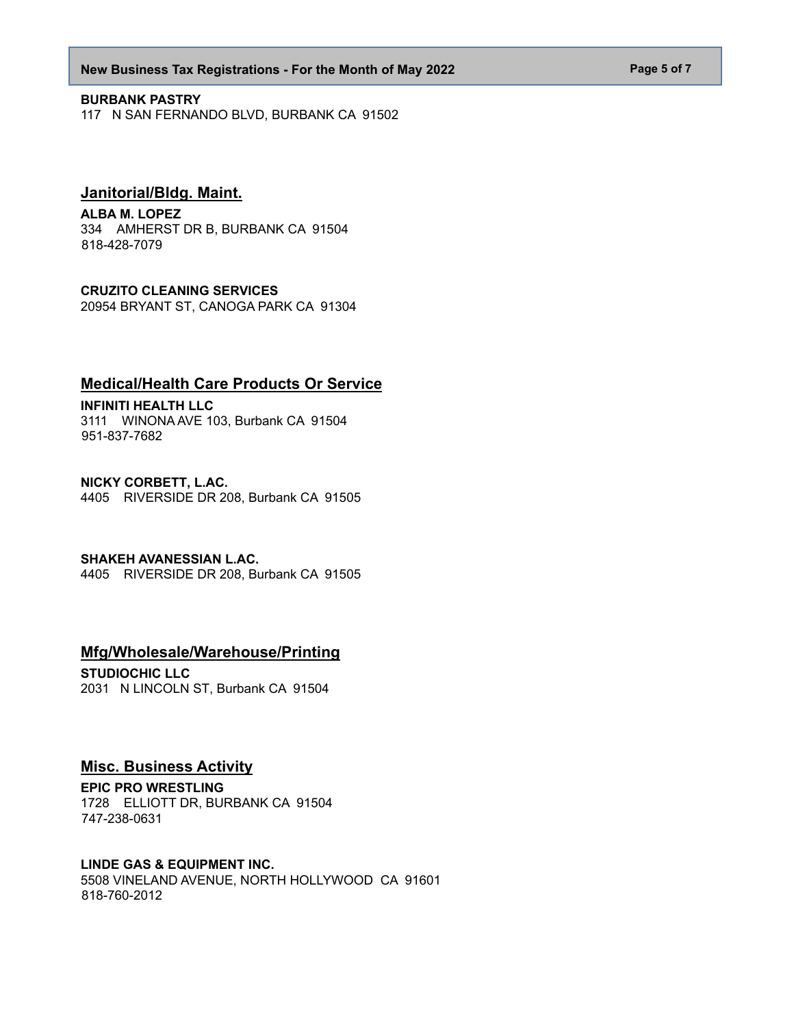**BURBANK PASTRY**
117 N SAN FERNANDO BLVD, BURBANK CA 91502

## Janitorial/Bldg. Maint.

**ALBA M. LOPEZ**
334 AMHERST DR B, BURBANK CA 91504
818-428-7079

**CRUZITO CLEANING SERVICES**
20954 BRYANT ST, CANOGA PARK CA 91304

## Medical/Health Care Products Or Service

**INFINITI HEALTH LLC**
3111 WINONA AVE 103, Burbank CA 91504
951-837-7682

**NICKY CORBETT, L.AC.**
4405 RIVERSIDE DR 208, Burbank CA 91505

**SHAKEH AVANESSIAN L.AC.**
4405 RIVERSIDE DR 208, Burbank CA 91505

## Mfg/Wholesale/Warehouse/Printing

**STUDIOCHIC LLC**
2031 N LINCOLN ST, Burbank CA 91504

## Misc. Business Activity

**EPIC PRO WRESTLING**
1728 ELLIOTT DR, BURBANK CA 91504
747-238-0631

**LINDE GAS & EQUIPMENT INC.**
5508 VINELAND AVENUE, NORTH HOLLYWOOD CA 91601
818-760-2012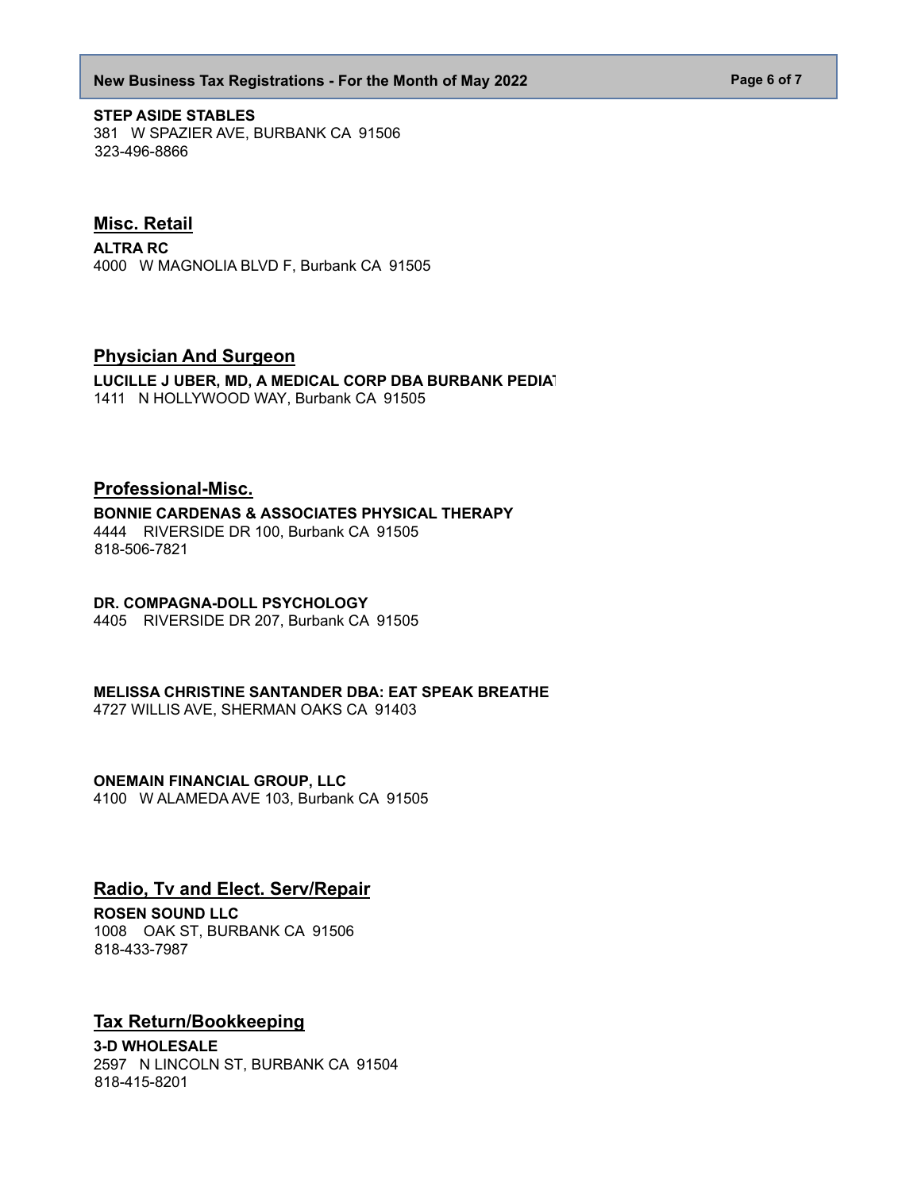**STEP ASIDE STABLES**
381 W SPAZIER AVE, BURBANK CA 91506
323-496-8866

## Misc. Retail

**ALTRA RC**
4000 W MAGNOLIA BLVD F, Burbank CA 91505

## Physician And Surgeon

**LUCILLE J UBER, MD, A MEDICAL CORP DBA BURBANK PEDIAT**
1411 N HOLLYWOOD WAY, Burbank CA 91505

## Professional-Misc.

**BONNIE CARDENAS & ASSOCIATES PHYSICAL THERAPY**
4444 RIVERSIDE DR 100, Burbank CA 91505
818-506-7821

**DR. COMPAGNA-DOLL PSYCHOLOGY**
4405 RIVERSIDE DR 207, Burbank CA 91505

**MELISSA CHRISTINE SANTANDER DBA: EAT SPEAK BREATHE**
4727 WILLIS AVE, SHERMAN OAKS CA 91403

**ONEMAIN FINANCIAL GROUP, LLC**
4100 W ALAMEDA AVE 103, Burbank CA 91505

## Radio, Tv and Elect. Serv/Repair

**ROSEN SOUND LLC**
1008 OAK ST, BURBANK CA 91506
818-433-7987

## Tax Return/Bookkeeping

**3-D WHOLESALE**
2597 N LINCOLN ST, BURBANK CA 91504
818-415-8201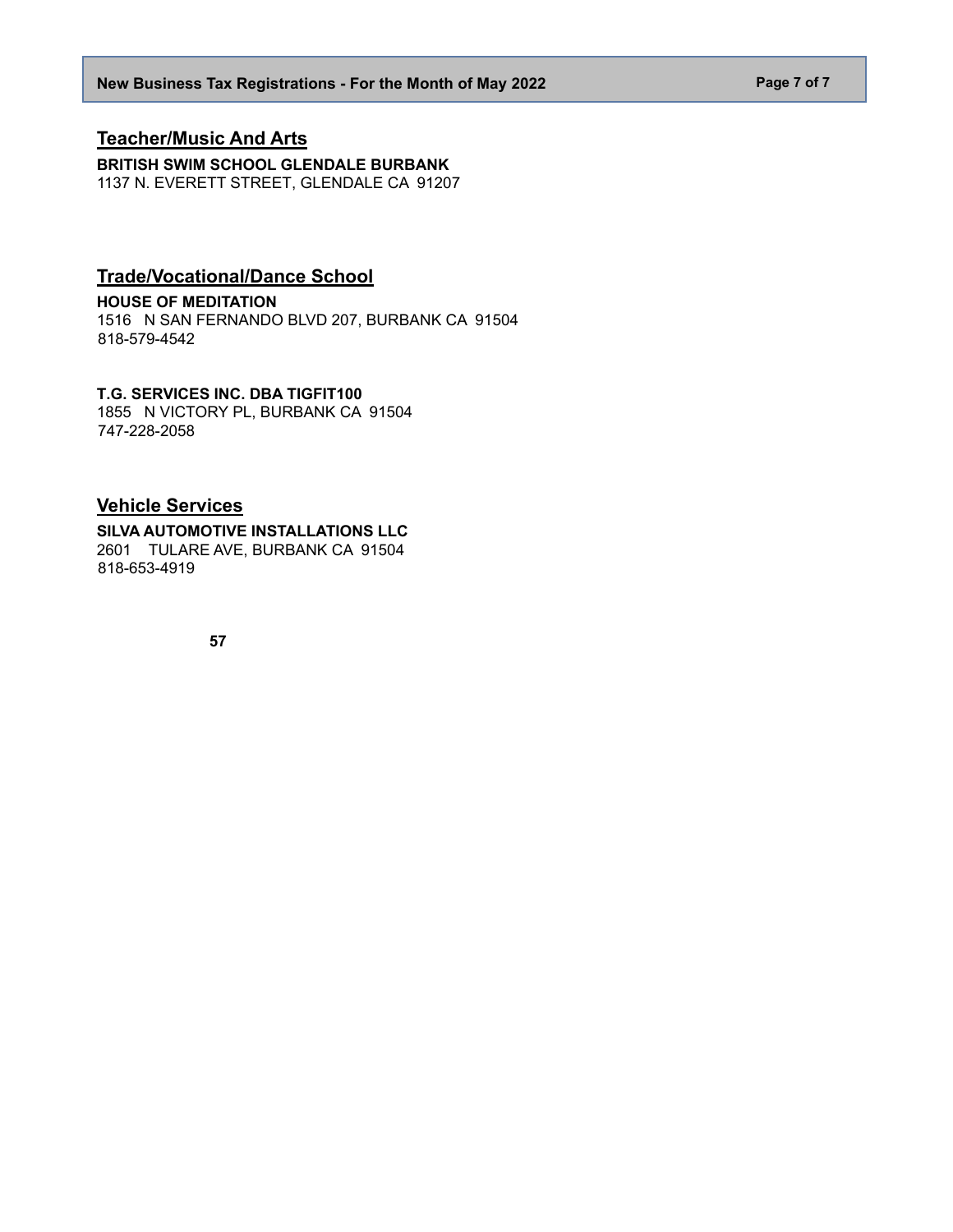## Teacher/Music And Arts

**BRITISH SWIM SCHOOL GLENDALE BURBANK**
1137 N. EVERETT STREET, GLENDALE CA 91207

## Trade/Vocational/Dance School

**HOUSE OF MEDITATION**
1516 N SAN FERNANDO BLVD 207, BURBANK CA 91504
818-579-4542

**T.G. SERVICES INC. DBA TIGFIT100**
1855 N VICTORY PL, BURBANK CA 91504
747-228-2058

## Vehicle Services

**SILVA AUTOMOTIVE INSTALLATIONS LLC**
2601 TULARE AVE, BURBANK CA 91504
818-653-4919

**57**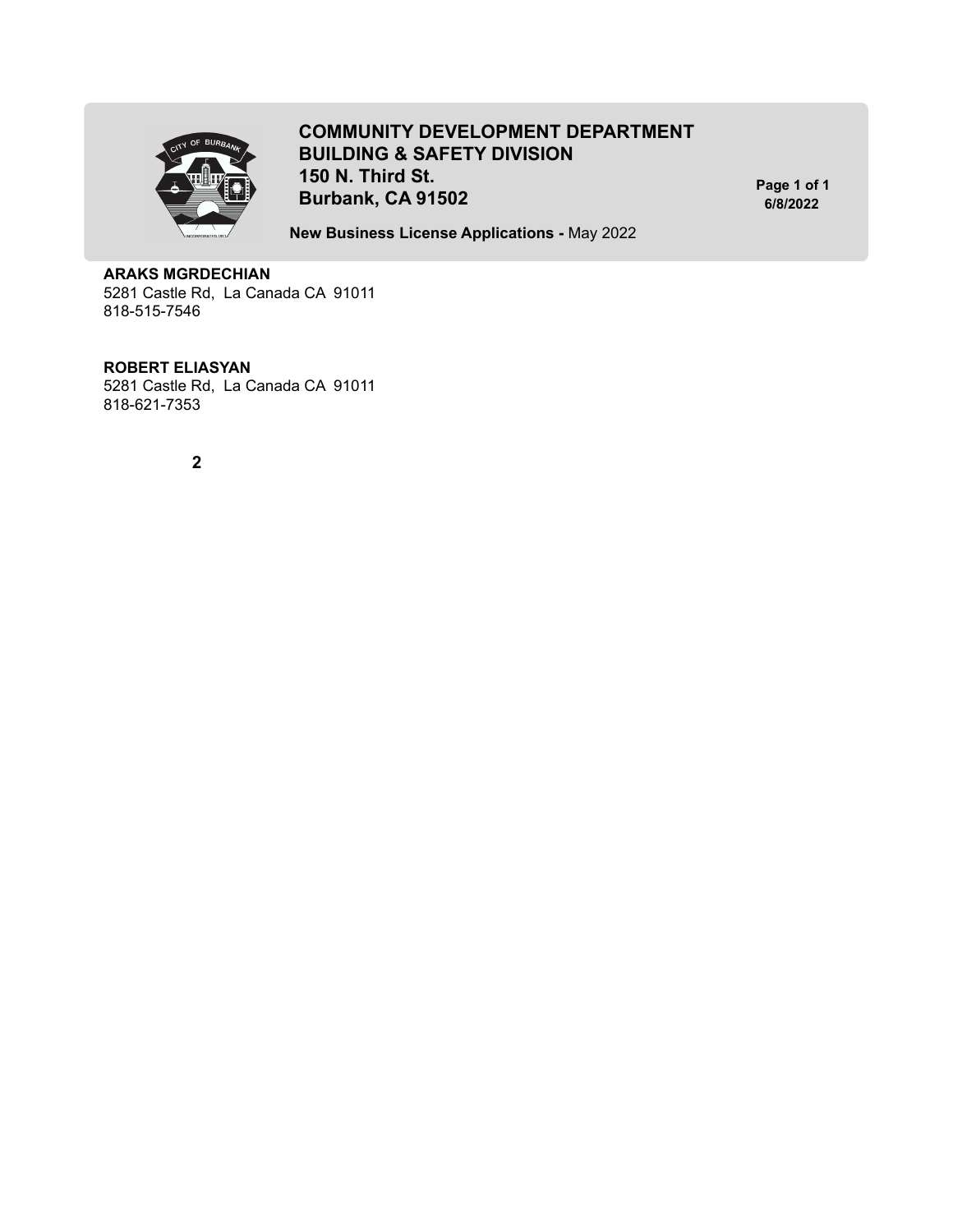**COMMUNITY DEVELOPMENT DEPARTMENT**
**BUILDING & SAFETY DIVISION**
**150 N. Third St.**
**Burbank, CA 91502**

**6/8/2022**

**New Business License Applications -** May 2022

**ARAKS MGRDECHIAN**
5281 Castle Rd, La Canada CA 91011
818-515-7546

**ROBERT ELIASYAN**
5281 Castle Rd, La Canada CA 91011
818-621-7353

**2**